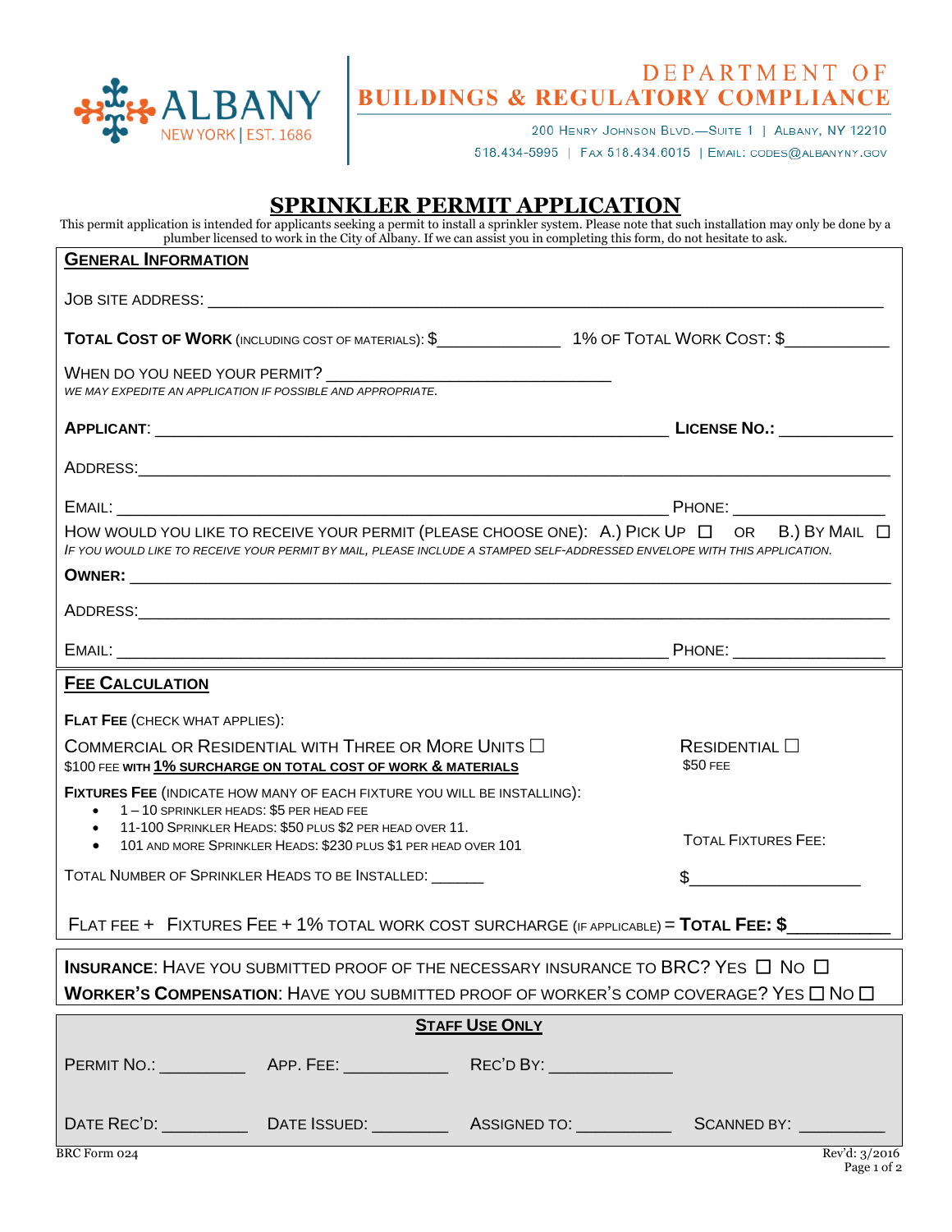**ALBANY**
NEW YORK | EST. 1686

**DEPARTMENT OF BUILDINGS & REGULATORY COMPLIANCE**

200 Henry Johnson Blvd.—Suite 1 | Albany, NY 12210
518.434-5995 | Fax 518.434.6015 | Email: codes@albanyny.gov

# SPRINKLER PERMIT APPLICATION

This permit application is intended for applicants seeking a permit to install a sprinkler system. Please note that such installation may only be done by a plumber licensed to work in the City of Albany. If we can assist you in completing this form, do not hesitate to ask.

## GENERAL INFORMATION

JOB SITE ADDRESS: ______________________________________________

**TOTAL COST OF WORK** (INCLUDING COST OF MATERIALS): $____________ 1% OF TOTAL WORK COST: $__________

WHEN DO YOU NEED YOUR PERMIT? ____________________________
*WE MAY EXPEDITE AN APPLICATION IF POSSIBLE AND APPROPRIATE.*

**APPLICANT**: ______________________________________________ **LICENSE NO.:** ___________

ADDRESS: ______________________________________________

EMAIL: ______________________________________________ PHONE: _______________

HOW WOULD YOU LIKE TO RECEIVE YOUR PERMIT (PLEASE CHOOSE ONE): A.) PICK UP ☐ OR B.) BY MAIL ☐
*IF YOU WOULD LIKE TO RECEIVE YOUR PERMIT BY MAIL, PLEASE INCLUDE A STAMPED SELF-ADDRESSED ENVELOPE WITH THIS APPLICATION.*

**OWNER:** ______________________________________________

ADDRESS: ______________________________________________

EMAIL: ______________________________________________ PHONE: _______________

## FEE CALCULATION

**FLAT FEE** (CHECK WHAT APPLIES):

COMMERCIAL OR RESIDENTIAL WITH THREE OR MORE UNITS ☐
$100 FEE **WITH 1% SURCHARGE ON TOTAL COST OF WORK & MATERIALS**

RESIDENTIAL ☐
$50 FEE

**FIXTURES FEE** (INDICATE HOW MANY OF EACH FIXTURE YOU WILL BE INSTALLING):

- 1 – 10 SPRINKLER HEADS: $5 PER HEAD FEE
- 11-100 SPRINKLER HEADS: $50 PLUS $2 PER HEAD OVER 11.
- 101 AND MORE SPRINKLER HEADS: $230 PLUS $1 PER HEAD OVER 101

TOTAL NUMBER OF SPRINKLER HEADS TO BE INSTALLED: ______

TOTAL FIXTURES FEE: $_________________

FLAT FEE + FIXTURES FEE + 1% TOTAL WORK COST SURCHARGE (IF APPLICABLE) = **TOTAL FEE: $**__________

**INSURANCE**: HAVE YOU SUBMITTED PROOF OF THE NECESSARY INSURANCE TO BRC? YES ☐ NO ☐
**WORKER'S COMPENSATION**: HAVE YOU SUBMITTED PROOF OF WORKER'S COMP COVERAGE? YES ☐ NO ☐

## STAFF USE ONLY

PERMIT NO.: _________ APP. FEE: ___________ REC'D BY: _____________

DATE REC'D: _________ DATE ISSUED: ________ ASSIGNED TO: __________ SCANNED BY: _________

BRC Form 024 Rev'd: 3/2016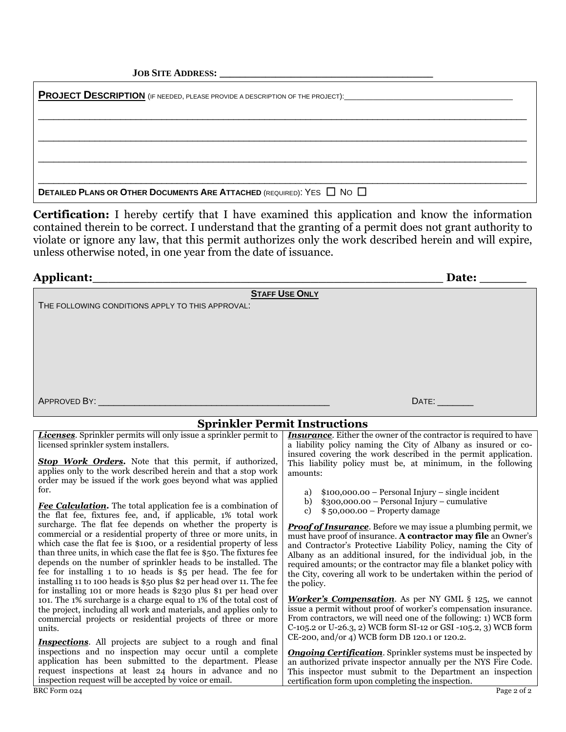**JOB SITE ADDRESS:** ___________________________________

**PROJECT DESCRIPTION** (IF NEEDED, PLEASE PROVIDE A DESCRIPTION OF THE PROJECT):_______________________________

_______________________________________________________________________________

_______________________________________________________________________________

_______________________________________________________________________________

_______________________________________________________________________________

**DETAILED PLANS OR OTHER DOCUMENTS ARE ATTACHED** (REQUIRED): YES ☐ NO ☐

**Certification:** I hereby certify that I have examined this application and know the information contained therein to be correct. I understand that the granting of a permit does not grant authority to violate or ignore any law, that this permit authorizes only the work described herein and will expire, unless otherwise noted, in one year from the date of issuance.

**Applicant:**__________________________________________________ **Date:** _______

**STAFF USE ONLY**

THE FOLLOWING CONDITIONS APPLY TO THIS APPROVAL:

APPROVED BY: ________________________________________ DATE: ______

## Sprinkler Permit Instructions

***Licenses***. Sprinkler permits will only issue a sprinkler permit to licensed sprinkler system installers.

***Stop Work Orders***. Note that this permit, if authorized, applies only to the work described herein and that a stop work order may be issued if the work goes beyond what was applied for.

***Fee Calculation***. The total application fee is a combination of the flat fee, fixtures fee, and, if applicable, 1% total work surcharge. The flat fee depends on whether the property is commercial or a residential property of three or more units, in which case the flat fee is $100, or a residential property of less than three units, in which case the flat fee is $50. The fixtures fee depends on the number of sprinkler heads to be installed. The fee for installing 1 to 10 heads is $5 per head. The fee for installing 11 to 100 heads is $50 plus $2 per head over 11. The fee for installing 101 or more heads is $230 plus $1 per head over 101. The 1% surcharge is a charge equal to 1% of the total cost of the project, including all work and materials, and applies only to commercial projects or residential projects of three or more units.

***Inspections***. All projects are subject to a rough and final inspections and no inspection may occur until a complete application has been submitted to the department. Please request inspections at least 24 hours in advance and no inspection request will be accepted by voice or email.

***Insurance***. Either the owner of the contractor is required to have a liability policy naming the City of Albany as insured or co-insured covering the work described in the permit application. This liability policy must be, at minimum, in the following amounts:

a) $100,000.00 – Personal Injury – single incident
b) $300,000.00 – Personal Injury – cumulative
c) $ 50,000.00 – Property damage

***Proof of Insurance***. Before we may issue a plumbing permit, we must have proof of insurance. **A contractor may file** an Owner's and Contractor's Protective Liability Policy, naming the City of Albany as an additional insured, for the individual job, in the required amounts; or the contractor may file a blanket policy with the City, covering all work to be undertaken within the period of the policy.

***Worker's Compensation***. As per NY GML § 125, we cannot issue a permit without proof of worker's compensation insurance. From contractors, we will need one of the following: 1) WCB form C-105.2 or U-26.3, 2) WCB form SI-12 or GSI -105.2, 3) WCB form CE-200, and/or 4) WCB form DB 120.1 or 120.2.

***Ongoing Certification***. Sprinkler systems must be inspected by an authorized private inspector annually per the NYS Fire Code. This inspector must submit to the Department an inspection certification form upon completing the inspection.

BRC Form 024